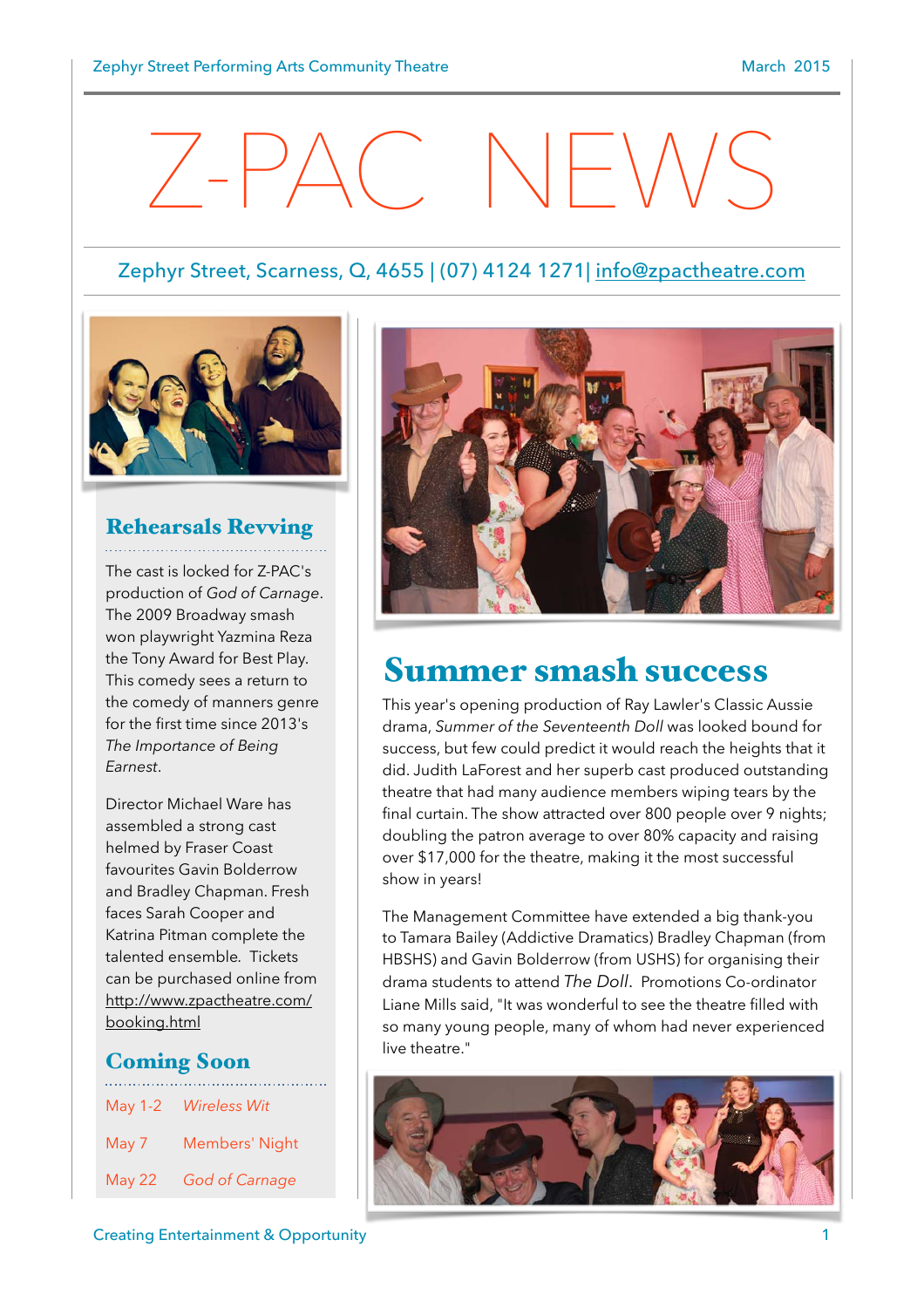# Z-PAC NEWS

Zephyr Street, Scarness, Q, 4655 | (07) 4124 1271| info@zpactheatre.com

## Rehearsals Revving

The cast is locked for Z-PAC's production of *God of Carnage*. The 2009 Broadway smash won playwright Yazmina Reza the Tony Award for Best Play. This comedy sees a return to the comedy of manners genre for the first time since 2013's *The Importance of Being Earnest*.

Director Michael Ware has assembled a strong cast helmed by Fraser Coast favourites Gavin Bolderrow and Bradley Chapman. Fresh faces Sarah Cooper and Katrina Pitman complete the talented ensemble. Tickets can be purchased online from http://www.zpactheatre.com/booking.html

## Coming Soon

| | |
|---|---|
| May 1-2 | *Wireless Wit* |
| May 7 | Members' Night |
| May 22 | *God of Carnage* |

## Summer smash success

This year's opening production of Ray Lawler's Classic Aussie drama, *Summer of the Seventeenth Doll* was looked bound for success, but few could predict it would reach the heights that it did. Judith LaForest and her superb cast produced outstanding theatre that had many audience members wiping tears by the final curtain. The show attracted over 800 people over 9 nights; doubling the patron average to over 80% capacity and raising over $17,000 for the theatre, making it the most successful show in years!

The Management Committee have extended a big thank-you to Tamara Bailey (Addictive Dramatics) Bradley Chapman (from HBSHS) and Gavin Bolderrow (from USHS) for organising their drama students to attend *The Doll*. Promotions Co-ordinator Liane Mills said, "It was wonderful to see the theatre filled with so many young people, many of whom had never experienced live theatre."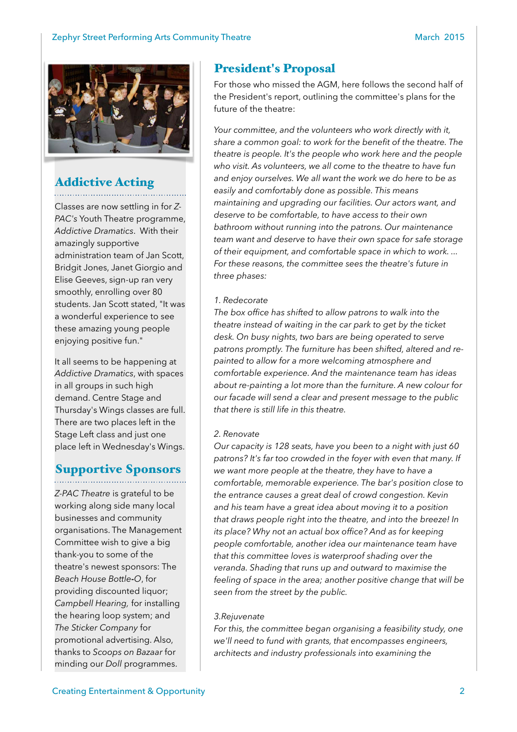## Addictive Acting

Classes are now settling in for *Z-PAC's* Youth Theatre programme, *Addictive Dramatics*. With their amazingly supportive administration team of Jan Scott, Bridgit Jones, Janet Giorgio and Elise Geeves, sign-up ran very smoothly, enrolling over 80 students. Jan Scott stated, "It was a wonderful experience to see these amazing young people enjoying positive fun."

It all seems to be happening at *Addictive Dramatics*, with spaces in all groups in such high demand. Centre Stage and Thursday's Wings classes are full. There are two places left in the Stage Left class and just one place left in Wednesday's Wings.

## Supportive Sponsors

*Z-PAC Theatre* is grateful to be working along side many local businesses and community organisations. The Management Committee wish to give a big thank-you to some of the theatre's newest sponsors: The *Beach House Bottle-O*, for providing discounted liquor; *Campbell Hearing,* for installing the hearing loop system; and *The Sticker Company* for promotional advertising. Also, thanks to *Scoops on Bazaar* for minding our *Doll* programmes.

## President's Proposal

For those who missed the AGM, here follows the second half of the President's report, outlining the committee's plans for the future of the theatre:

*Your committee, and the volunteers who work directly with it, share a common goal: to work for the benefit of the theatre. The theatre is people. It's the people who work here and the people who visit. As volunteers, we all come to the theatre to have fun and enjoy ourselves. We all want the work we do here to be as easily and comfortably done as possible. This means maintaining and upgrading our facilities. Our actors want, and deserve to be comfortable, to have access to their own bathroom without running into the patrons. Our maintenance team want and deserve to have their own space for safe storage of their equipment, and comfortable space in which to work. ... For these reasons, the committee sees the theatre's future in three phases:*

*1. Redecorate*
*The box office has shifted to allow patrons to walk into the theatre instead of waiting in the car park to get by the ticket desk. On busy nights, two bars are being operated to serve patrons promptly. The furniture has been shifted, altered and re-painted to allow for a more welcoming atmosphere and comfortable experience. And the maintenance team has ideas about re-painting a lot more than the furniture. A new colour for our facade will send a clear and present message to the public that there is still life in this theatre.*

*2. Renovate*
*Our capacity is 128 seats, have you been to a night with just 60 patrons? It's far too crowded in the foyer with even that many. If we want more people at the theatre, they have to have a comfortable, memorable experience. The bar's position close to the entrance causes a great deal of crowd congestion. Kevin and his team have a great idea about moving it to a position that draws people right into the theatre, and into the breeze! In its place? Why not an actual box office? And as for keeping people comfortable, another idea our maintenance team have that this committee loves is waterproof shading over the veranda. Shading that runs up and outward to maximise the feeling of space in the area; another positive change that will be seen from the street by the public.*

*3.Rejuvenate*
*For this, the committee began organising a feasibility study, one we'll need to fund with grants, that encompasses engineers, architects and industry professionals into examining the*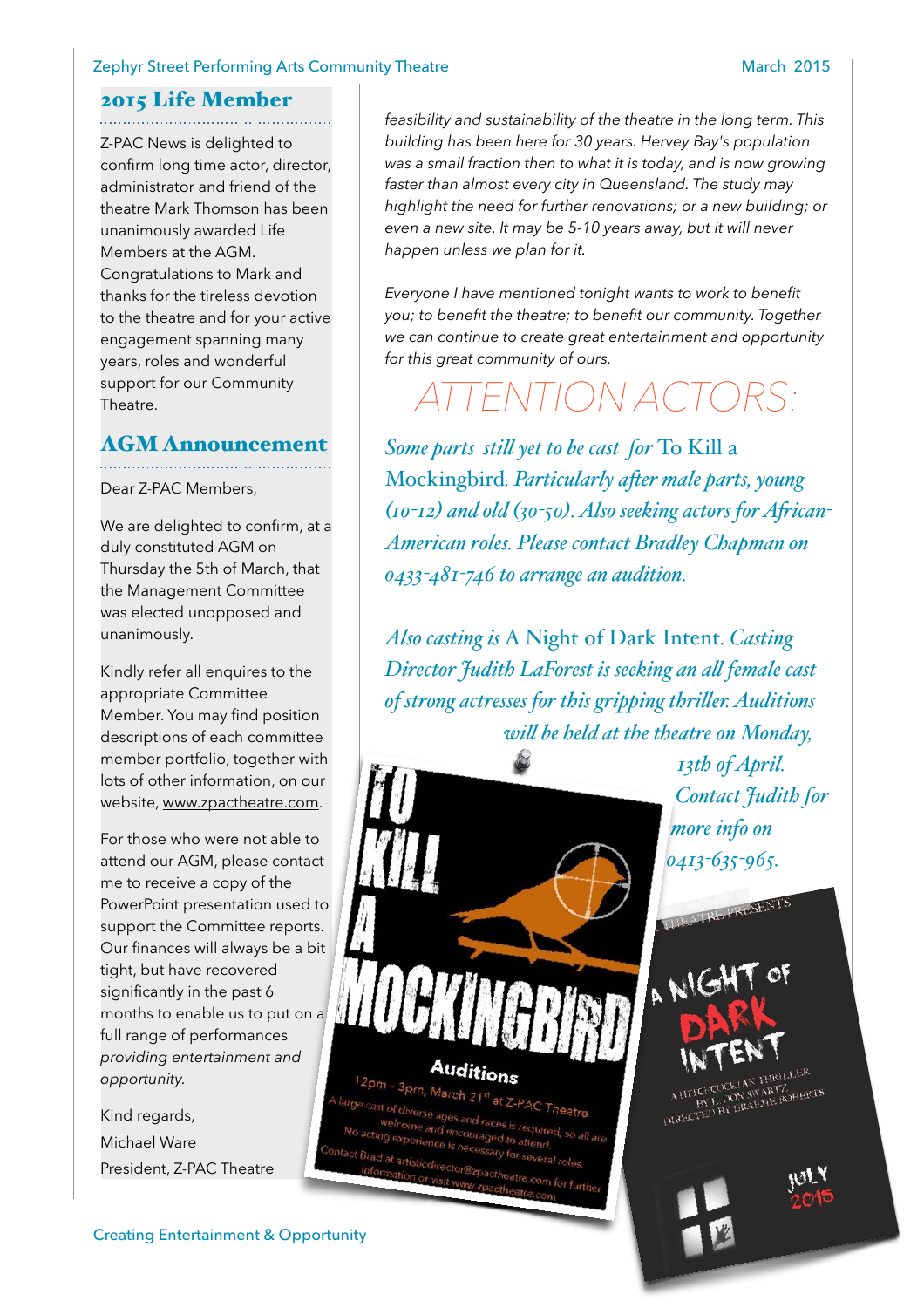## 2015 Life Member

Z-PAC News is delighted to confirm long time actor, director, administrator and friend of the theatre Mark Thomson has been unanimously awarded Life Members at the AGM. Congratulations to Mark and thanks for the tireless devotion to the theatre and for your active engagement spanning many years, roles and wonderful support for our Community Theatre.

## AGM Announcement

Dear Z-PAC Members,

We are delighted to confirm, at a duly constituted AGM on Thursday the 5th of March, that the Management Committee was elected unopposed and unanimously.

Kindly refer all enquires to the appropriate Committee Member. You may find position descriptions of each committee member portfolio, together with lots of other information, on our website, www.zpactheatre.com.

For those who were not able to attend our AGM, please contact me to receive a copy of the PowerPoint presentation used to support the Committee reports. Our finances will always be a bit tight, but have recovered significantly in the past 6 months to enable us to put on a full range of performances *providing entertainment and opportunity.*

Kind regards,

Michael Ware

President, Z-PAC Theatre

*feasibility and sustainability of the theatre in the long term. This building has been here for 30 years. Hervey Bay's population was a small fraction then to what it is today, and is now growing faster than almost every city in Queensland. The study may highlight the need for further renovations; or a new building; or even a new site. It may be 5-10 years away, but it will never happen unless we plan for it.*

*Everyone I have mentioned tonight wants to work to benefit you; to benefit the theatre; to benefit our community. Together we can continue to create great entertainment and opportunity for this great community of ours.*

# ATTENTION ACTORS:

*Some parts still yet to be cast for* To Kill a Mockingbird*. Particularly after male parts, young (10-12) and old (30-50). Also seeking actors for African-American roles. Please contact Bradley Chapman on 0433-481-746 to arrange an audition.*

*Also casting is* A Night of Dark Intent*. Casting Director Judith LaForest is seeking an all female cast of strong actresses for this gripping thriller. Auditions will be held at the theatre on Monday, 13th of April. Contact Judith for more info on 0413-635-965.*

**TO KILL A MOCKINGBIRD**

**Auditions**

12pm - 3pm, March 21st at Z-PAC Theatre

A large cast of diverse ages and races is required, so all are welcome and encouraged to attend.

No acting experience is necessary for several roles.

Contact Brad at artisticdirector@zpactheatre.com for further information or visit www.zpactheatre.com

THEATRE PRESENTS

**A NIGHT OF DARK INTENT**

A HITCHCOCKIAN THRILLER BY L. DON SWARTZ DIRECTED BY GRAEME ROBERTS

JULY 2015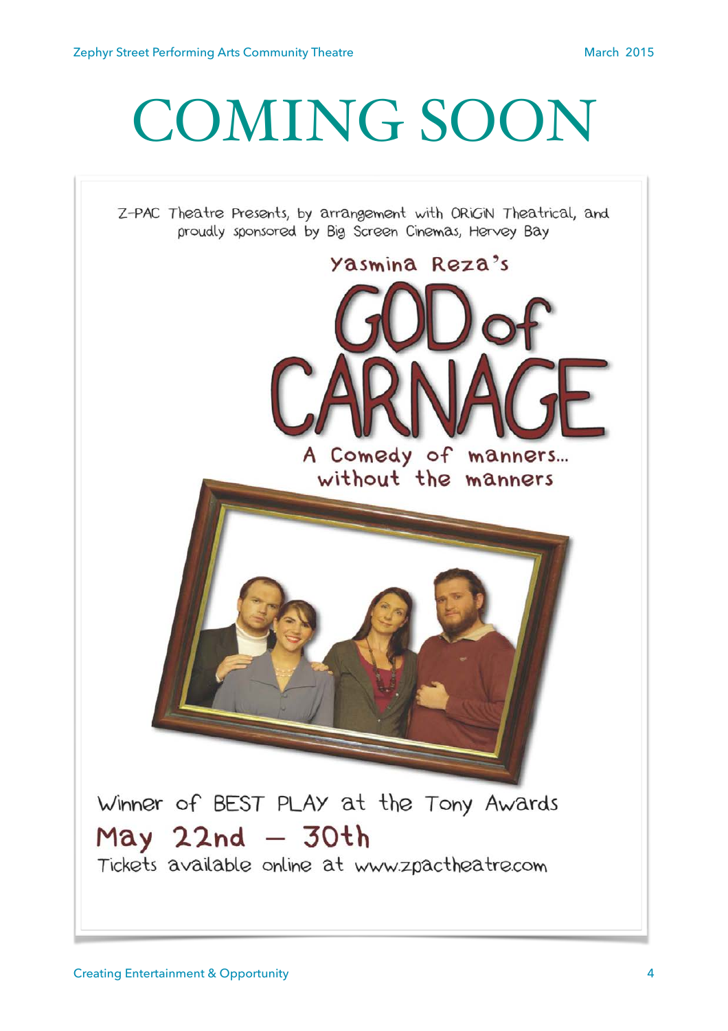# COMING SOON

Z-PAC Theatre Presents, by arrangement with ORiGiN Theatrical, and proudly sponsored by Big Screen Cinemas, Hervey Bay

Yasmina Reza's

## GOD of CARNAGE

A Comedy of manners... without the manners

Winner of BEST PLAY at the Tony Awards

**May 22nd – 30th**

Tickets available online at www.zpactheatre.com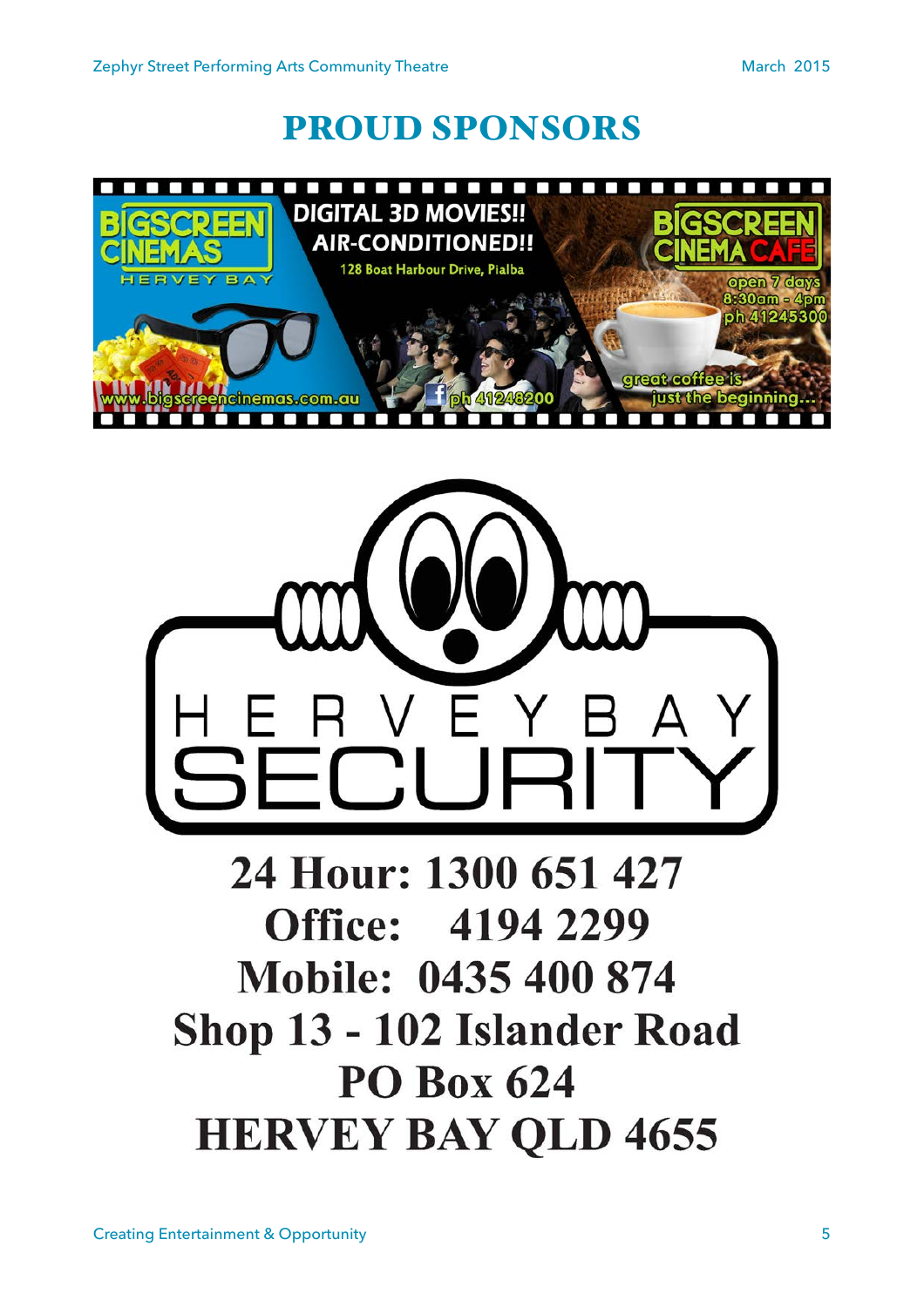# PROUD SPONSORS

BIGSCREEN CINEMAS HERVEY BAY

DIGITAL 3D MOVIES!!
AIR-CONDITIONED!!
128 Boat Harbour Drive, Pialba

BIGSCREEN CINEMA CAFE
open 7 days
8:30am - 4pm
ph 41245300

www.bigscreencinemas.com.au
ph 41248200

great coffee is just the beginning...

HERVEY BAY SECURITY

**24 Hour: 1300 651 427**
**Office: 4194 2299**
**Mobile: 0435 400 874**
**Shop 13 - 102 Islander Road**
**PO Box 624**
**HERVEY BAY QLD 4655**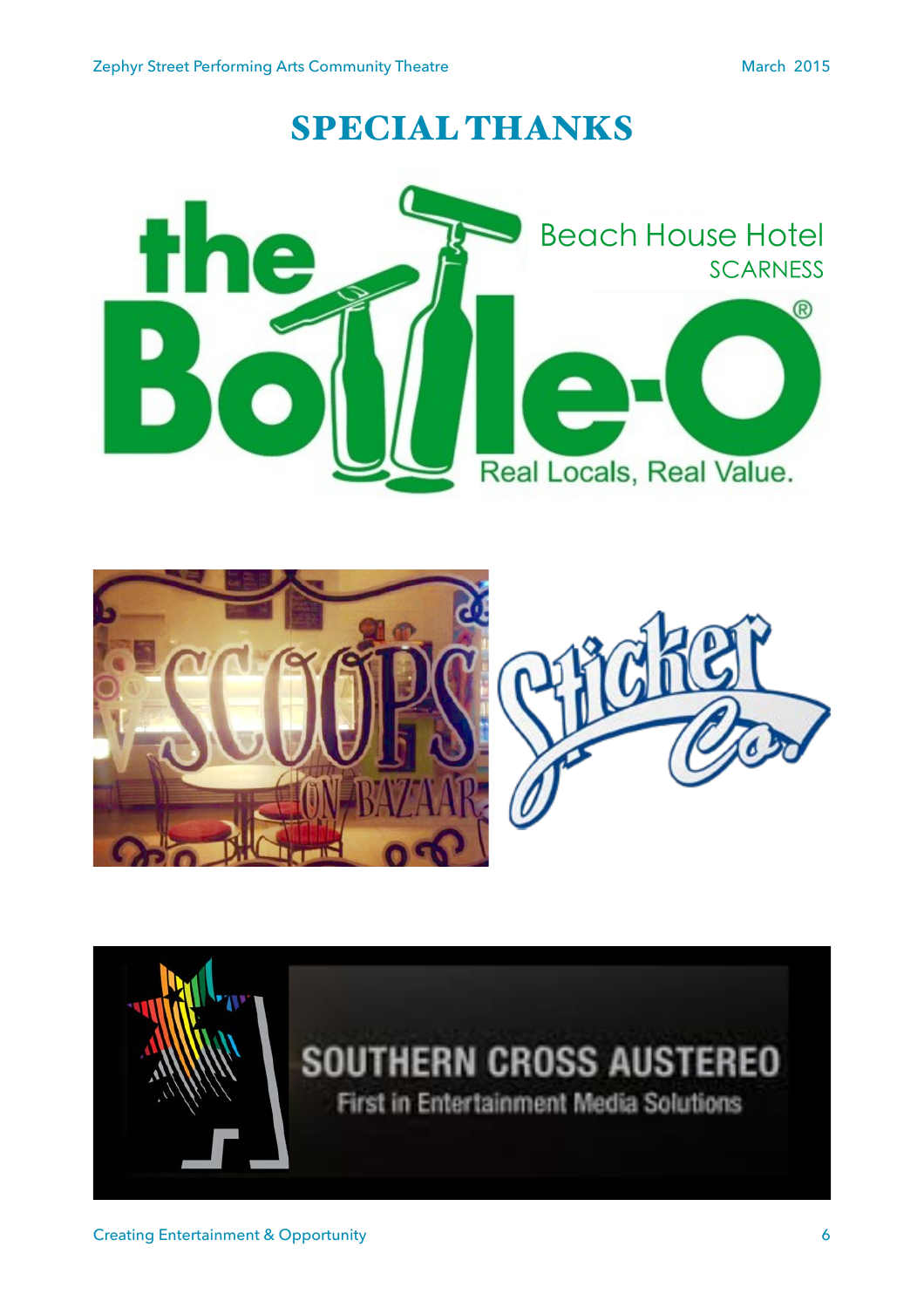# SPECIAL THANKS

the Bottle-O®

Beach House Hotel
SCARNESS

Real Locals, Real Value.

SCOOPS ON BAZAAR

Sticker Co.

SOUTHERN CROSS AUSTEREO
First in Entertainment Media Solutions